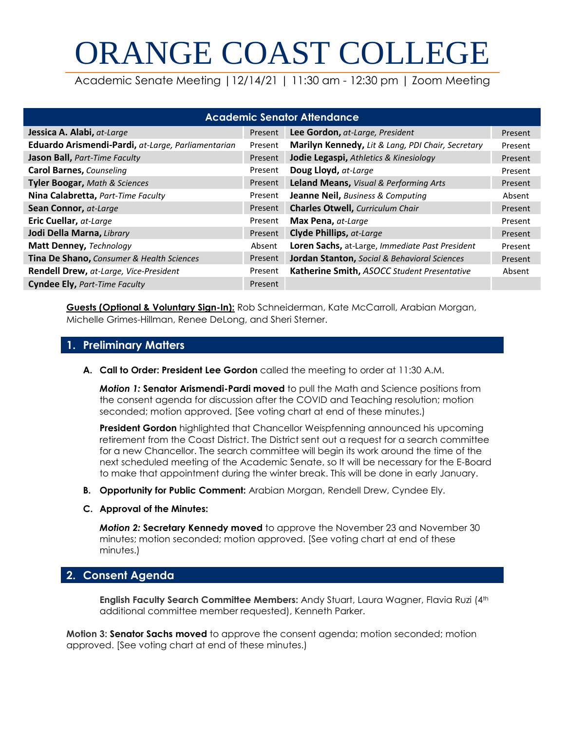# ORANGE COAST COLLEGE

Academic Senate Meeting | 12/14/21 | 11:30 am - 12:30 pm | Zoom Meeting

| Academic Senator Attendance | | | |
|---|---|---|---|
| **Jessica A. Alabi,** *at-Large* | Present | **Lee Gordon,** *at-Large, President* | Present |
| **Eduardo Arismendi-Pardi,** *at-Large, Parliamentarian* | Present | **Marilyn Kennedy,** *Lit & Lang, PDI Chair, Secretary* | Present |
| **Jason Ball,** *Part-Time Faculty* | Present | **Jodie Legaspi,** *Athletics & Kinesiology* | Present |
| **Carol Barnes,** *Counseling* | Present | **Doug Lloyd,** *at-Large* | Present |
| **Tyler Boogar,** *Math & Sciences* | Present | **Leland Means,** *Visual & Performing Arts* | Present |
| **Nina Calabretta,** *Part-Time Faculty* | Present | **Jeanne Neil,** *Business & Computing* | Absent |
| **Sean Connor,** *at-Large* | Present | **Charles Otwell,** *Curriculum Chair* | Present |
| **Eric Cuellar,** *at-Large* | Present | **Max Pena,** *at-Large* | Present |
| **Jodi Della Marna,** *Library* | Present | **Clyde Phillips,** *at-Large* | Present |
| **Matt Denney,** *Technology* | Absent | **Loren Sachs,** at-Large, *Immediate Past President* | Present |
| **Tina De Shano,** *Consumer & Health Sciences* | Present | **Jordan Stanton,** *Social & Behavioral Sciences* | Present |
| **Rendell Drew,** *at-Large, Vice-President* | Present | **Katherine Smith,** *ASOCC Student Presentative* | Absent |
| **Cyndee Ely,** *Part-Time Faculty* | Present | | |

**Guests (Optional & Voluntary Sign-In):** Rob Schneiderman, Kate McCarroll, Arabian Morgan, Michelle Grimes-Hillman, Renee DeLong, and Sheri Sterner.

## 1. Preliminary Matters

**A. Call to Order: President Lee Gordon** called the meeting to order at 11:30 A.M.

***Motion 1:*** **Senator Arismendi-Pardi moved** to pull the Math and Science positions from the consent agenda for discussion after the COVID and Teaching resolution; motion seconded; motion approved. [See voting chart at end of these minutes.)

**President Gordon** highlighted that Chancellor Weispfenning announced his upcoming retirement from the Coast District. The District sent out a request for a search committee for a new Chancellor. The search committee will begin its work around the time of the next scheduled meeting of the Academic Senate, so It will be necessary for the E-Board to make that appointment during the winter break. This will be done in early January.

**B. Opportunity for Public Comment:** Arabian Morgan, Rendell Drew, Cyndee Ely.

**C. Approval of the Minutes:**

***Motion 2:*** **Secretary Kennedy moved** to approve the November 23 and November 30 minutes; motion seconded; motion approved. [See voting chart at end of these minutes.)

## 2. Consent Agenda

**English Faculty Search Committee Members:** Andy Stuart, Laura Wagner, Flavia Ruzi (4th additional committee member requested), Kenneth Parker.

**Motion 3: Senator Sachs moved** to approve the consent agenda; motion seconded; motion approved. [See voting chart at end of these minutes.)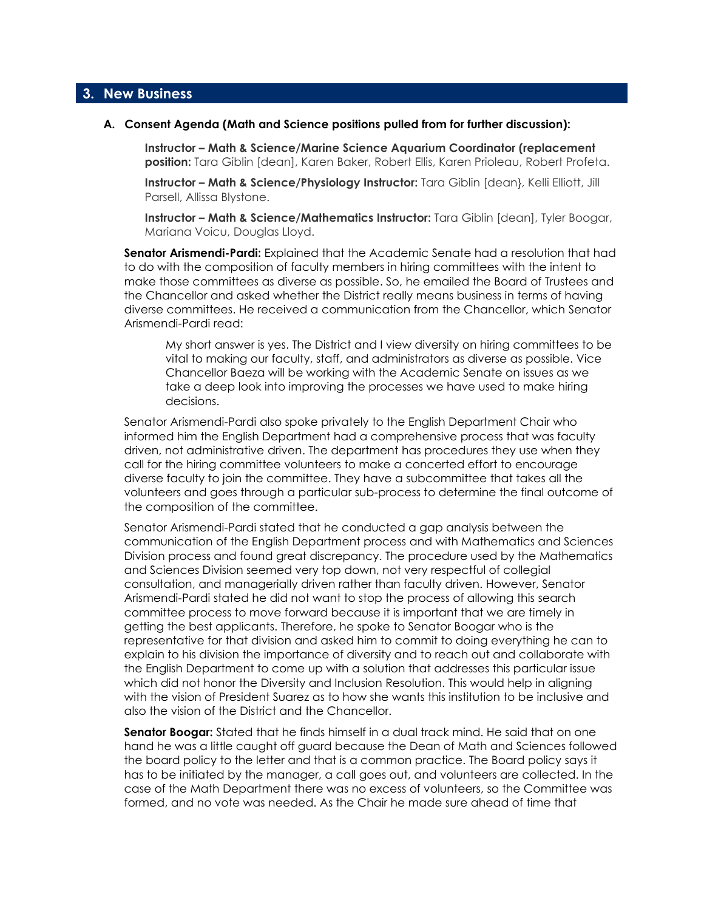## 3. New Business

### A. Consent Agenda (Math and Science positions pulled from for further discussion):

**Instructor – Math & Science/Marine Science Aquarium Coordinator (replacement position:** Tara Giblin [dean], Karen Baker, Robert Ellis, Karen Prioleau, Robert Profeta.

**Instructor – Math & Science/Physiology Instructor:** Tara Giblin [dean}, Kelli Elliott, Jill Parsell, Allissa Blystone.

**Instructor – Math & Science/Mathematics Instructor:** Tara Giblin [dean], Tyler Boogar, Mariana Voicu, Douglas Lloyd.

**Senator Arismendi-Pardi:** Explained that the Academic Senate had a resolution that had to do with the composition of faculty members in hiring committees with the intent to make those committees as diverse as possible. So, he emailed the Board of Trustees and the Chancellor and asked whether the District really means business in terms of having diverse committees. He received a communication from the Chancellor, which Senator Arismendi-Pardi read:

> My short answer is yes. The District and I view diversity on hiring committees to be vital to making our faculty, staff, and administrators as diverse as possible. Vice Chancellor Baeza will be working with the Academic Senate on issues as we take a deep look into improving the processes we have used to make hiring decisions.

Senator Arismendi-Pardi also spoke privately to the English Department Chair who informed him the English Department had a comprehensive process that was faculty driven, not administrative driven. The department has procedures they use when they call for the hiring committee volunteers to make a concerted effort to encourage diverse faculty to join the committee. They have a subcommittee that takes all the volunteers and goes through a particular sub-process to determine the final outcome of the composition of the committee.

Senator Arismendi-Pardi stated that he conducted a gap analysis between the communication of the English Department process and with Mathematics and Sciences Division process and found great discrepancy. The procedure used by the Mathematics and Sciences Division seemed very top down, not very respectful of collegial consultation, and managerially driven rather than faculty driven. However, Senator Arismendi-Pardi stated he did not want to stop the process of allowing this search committee process to move forward because it is important that we are timely in getting the best applicants. Therefore, he spoke to Senator Boogar who is the representative for that division and asked him to commit to doing everything he can to explain to his division the importance of diversity and to reach out and collaborate with the English Department to come up with a solution that addresses this particular issue which did not honor the Diversity and Inclusion Resolution. This would help in aligning with the vision of President Suarez as to how she wants this institution to be inclusive and also the vision of the District and the Chancellor.

**Senator Boogar:** Stated that he finds himself in a dual track mind. He said that on one hand he was a little caught off guard because the Dean of Math and Sciences followed the board policy to the letter and that is a common practice. The Board policy says it has to be initiated by the manager, a call goes out, and volunteers are collected. In the case of the Math Department there was no excess of volunteers, so the Committee was formed, and no vote was needed. As the Chair he made sure ahead of time that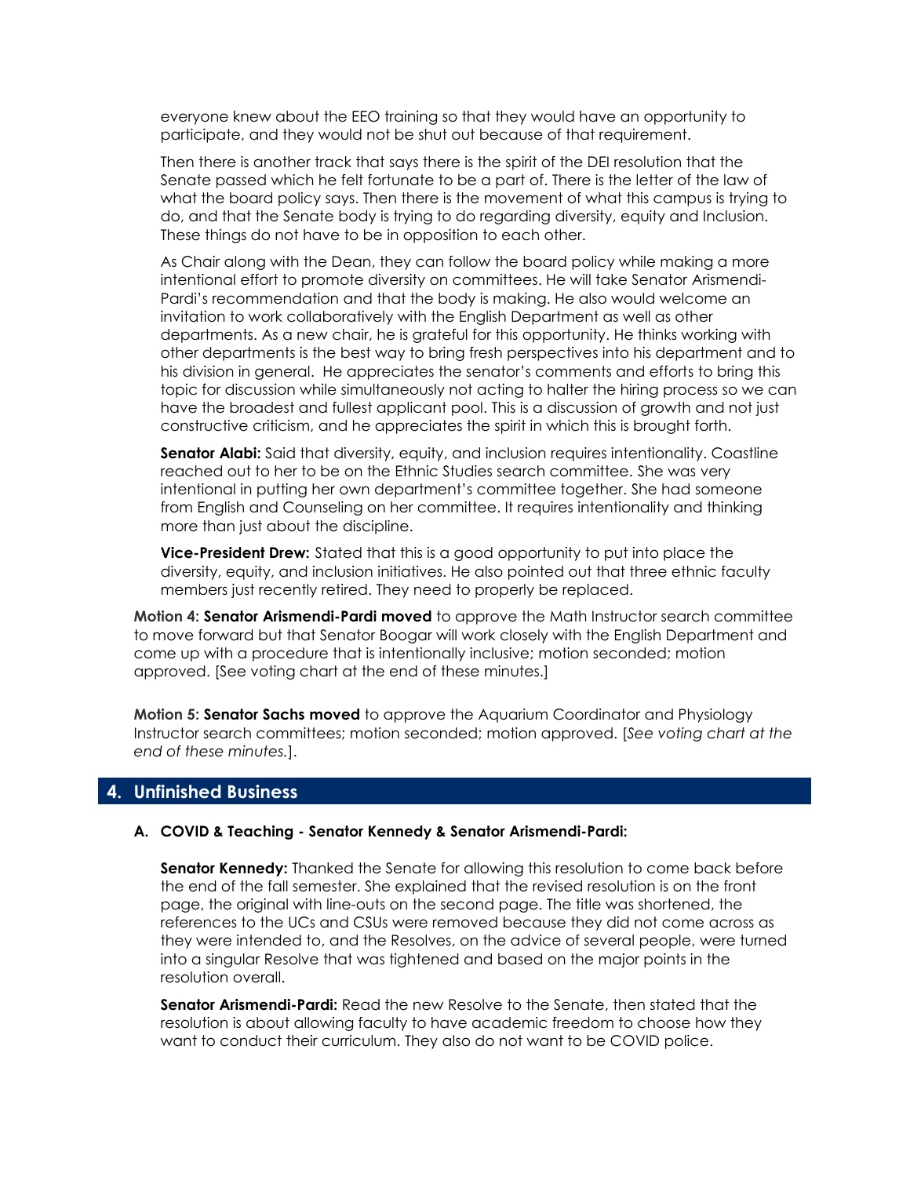everyone knew about the EEO training so that they would have an opportunity to participate, and they would not be shut out because of that requirement.

Then there is another track that says there is the spirit of the DEI resolution that the Senate passed which he felt fortunate to be a part of. There is the letter of the law of what the board policy says. Then there is the movement of what this campus is trying to do, and that the Senate body is trying to do regarding diversity, equity and Inclusion. These things do not have to be in opposition to each other.

As Chair along with the Dean, they can follow the board policy while making a more intentional effort to promote diversity on committees. He will take Senator Arismendi-Pardi's recommendation and that the body is making. He also would welcome an invitation to work collaboratively with the English Department as well as other departments. As a new chair, he is grateful for this opportunity. He thinks working with other departments is the best way to bring fresh perspectives into his department and to his division in general. He appreciates the senator's comments and efforts to bring this topic for discussion while simultaneously not acting to halter the hiring process so we can have the broadest and fullest applicant pool. This is a discussion of growth and not just constructive criticism, and he appreciates the spirit in which this is brought forth.

**Senator Alabi:** Said that diversity, equity, and inclusion requires intentionality. Coastline reached out to her to be on the Ethnic Studies search committee. She was very intentional in putting her own department's committee together. She had someone from English and Counseling on her committee. It requires intentionality and thinking more than just about the discipline.

**Vice-President Drew:** Stated that this is a good opportunity to put into place the diversity, equity, and inclusion initiatives. He also pointed out that three ethnic faculty members just recently retired. They need to properly be replaced.

**Motion 4: Senator Arismendi-Pardi moved** to approve the Math Instructor search committee to move forward but that Senator Boogar will work closely with the English Department and come up with a procedure that is intentionally inclusive; motion seconded; motion approved. [See voting chart at the end of these minutes.]

**Motion 5: Senator Sachs moved** to approve the Aquarium Coordinator and Physiology Instructor search committees; motion seconded; motion approved. [*See voting chart at the end of these minutes.*].

## 4. Unfinished Business

### A. COVID & Teaching - Senator Kennedy & Senator Arismendi-Pardi:

**Senator Kennedy:** Thanked the Senate for allowing this resolution to come back before the end of the fall semester. She explained that the revised resolution is on the front page, the original with line-outs on the second page. The title was shortened, the references to the UCs and CSUs were removed because they did not come across as they were intended to, and the Resolves, on the advice of several people, were turned into a singular Resolve that was tightened and based on the major points in the resolution overall.

**Senator Arismendi-Pardi:** Read the new Resolve to the Senate, then stated that the resolution is about allowing faculty to have academic freedom to choose how they want to conduct their curriculum. They also do not want to be COVID police.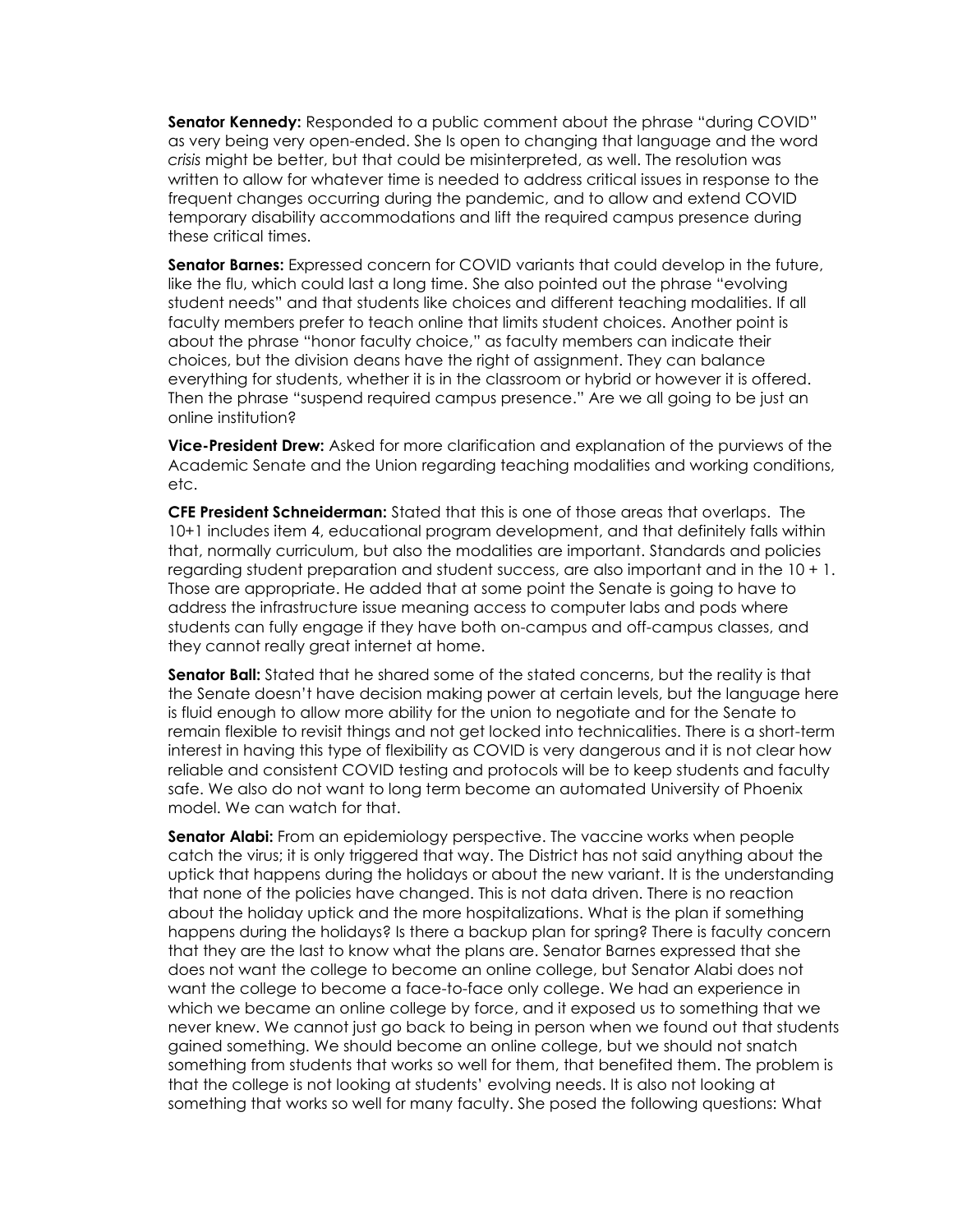**Senator Kennedy:** Responded to a public comment about the phrase "during COVID" as very being very open-ended. She Is open to changing that language and the word *crisis* might be better, but that could be misinterpreted, as well. The resolution was written to allow for whatever time is needed to address critical issues in response to the frequent changes occurring during the pandemic, and to allow and extend COVID temporary disability accommodations and lift the required campus presence during these critical times.

**Senator Barnes:** Expressed concern for COVID variants that could develop in the future, like the flu, which could last a long time. She also pointed out the phrase "evolving student needs" and that students like choices and different teaching modalities. If all faculty members prefer to teach online that limits student choices. Another point is about the phrase "honor faculty choice," as faculty members can indicate their choices, but the division deans have the right of assignment. They can balance everything for students, whether it is in the classroom or hybrid or however it is offered. Then the phrase "suspend required campus presence." Are we all going to be just an online institution?

**Vice-President Drew:** Asked for more clarification and explanation of the purviews of the Academic Senate and the Union regarding teaching modalities and working conditions, etc.

**CFE President Schneiderman:** Stated that this is one of those areas that overlaps. The 10+1 includes item 4, educational program development, and that definitely falls within that, normally curriculum, but also the modalities are important. Standards and policies regarding student preparation and student success, are also important and in the 10 + 1. Those are appropriate. He added that at some point the Senate is going to have to address the infrastructure issue meaning access to computer labs and pods where students can fully engage if they have both on-campus and off-campus classes, and they cannot really great internet at home.

**Senator Ball:** Stated that he shared some of the stated concerns, but the reality is that the Senate doesn't have decision making power at certain levels, but the language here is fluid enough to allow more ability for the union to negotiate and for the Senate to remain flexible to revisit things and not get locked into technicalities. There is a short-term interest in having this type of flexibility as COVID is very dangerous and it is not clear how reliable and consistent COVID testing and protocols will be to keep students and faculty safe. We also do not want to long term become an automated University of Phoenix model. We can watch for that.

**Senator Alabi:** From an epidemiology perspective. The vaccine works when people catch the virus; it is only triggered that way. The District has not said anything about the uptick that happens during the holidays or about the new variant. It is the understanding that none of the policies have changed. This is not data driven. There is no reaction about the holiday uptick and the more hospitalizations. What is the plan if something happens during the holidays? Is there a backup plan for spring? There is faculty concern that they are the last to know what the plans are. Senator Barnes expressed that she does not want the college to become an online college, but Senator Alabi does not want the college to become a face-to-face only college. We had an experience in which we became an online college by force, and it exposed us to something that we never knew. We cannot just go back to being in person when we found out that students gained something. We should become an online college, but we should not snatch something from students that works so well for them, that benefited them. The problem is that the college is not looking at students' evolving needs. It is also not looking at something that works so well for many faculty. She posed the following questions: What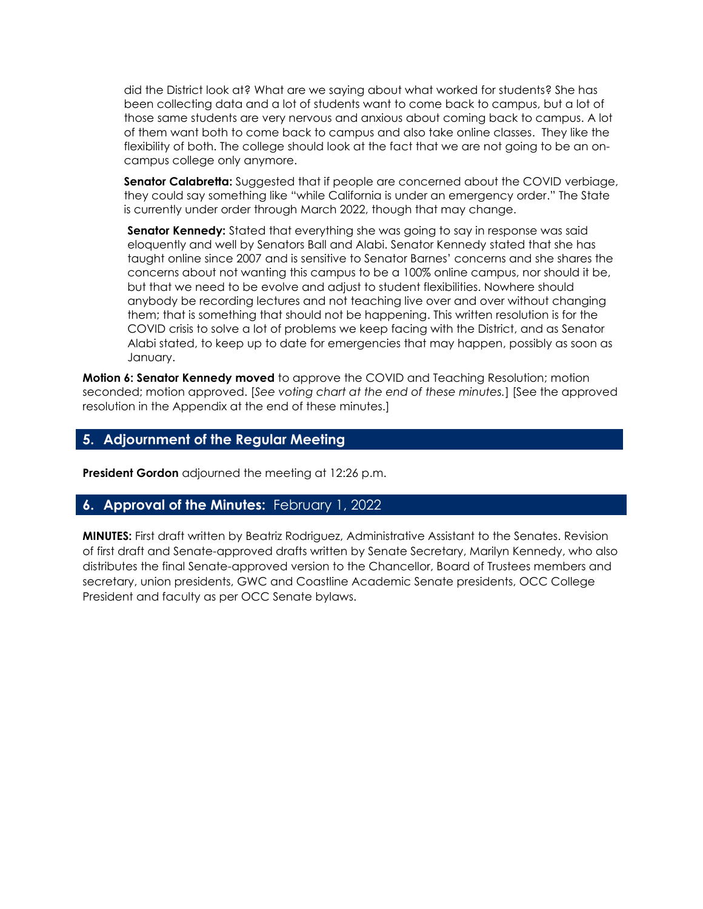did the District look at? What are we saying about what worked for students? She has been collecting data and a lot of students want to come back to campus, but a lot of those same students are very nervous and anxious about coming back to campus. A lot of them want both to come back to campus and also take online classes. They like the flexibility of both. The college should look at the fact that we are not going to be an on-campus college only anymore.

**Senator Calabretta:** Suggested that if people are concerned about the COVID verbiage, they could say something like "while California is under an emergency order." The State is currently under order through March 2022, though that may change.

**Senator Kennedy:** Stated that everything she was going to say in response was said eloquently and well by Senators Ball and Alabi. Senator Kennedy stated that she has taught online since 2007 and is sensitive to Senator Barnes' concerns and she shares the concerns about not wanting this campus to be a 100% online campus, nor should it be, but that we need to be evolve and adjust to student flexibilities. Nowhere should anybody be recording lectures and not teaching live over and over without changing them; that is something that should not be happening. This written resolution is for the COVID crisis to solve a lot of problems we keep facing with the District, and as Senator Alabi stated, to keep up to date for emergencies that may happen, possibly as soon as January.

**Motion 6: Senator Kennedy moved** to approve the COVID and Teaching Resolution; motion seconded; motion approved. [*See voting chart at the end of these minutes.*] [See the approved resolution in the Appendix at the end of these minutes.]

## 5. Adjournment of the Regular Meeting

**President Gordon** adjourned the meeting at 12:26 p.m.

## 6. Approval of the Minutes: February 1, 2022

**MINUTES:** First draft written by Beatriz Rodriguez, Administrative Assistant to the Senates. Revision of first draft and Senate-approved drafts written by Senate Secretary, Marilyn Kennedy, who also distributes the final Senate-approved version to the Chancellor, Board of Trustees members and secretary, union presidents, GWC and Coastline Academic Senate presidents, OCC College President and faculty as per OCC Senate bylaws.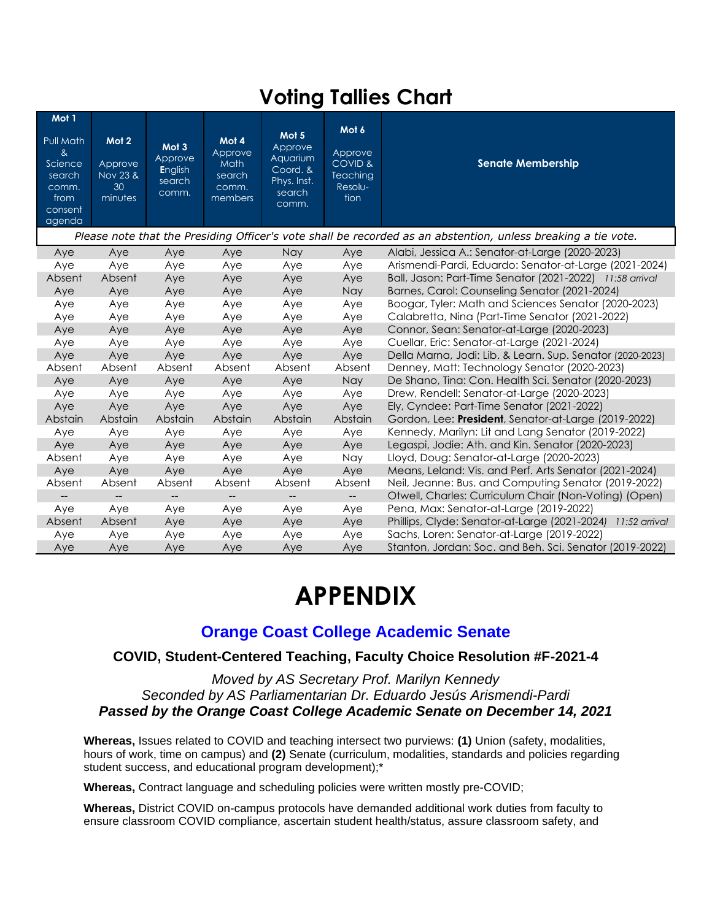# Voting Tallies Chart

| Mot 1 Pull Math & Science search comm. from consent agenda | Mot 2 Approve Nov 23 & 30 minutes | Mot 3 Approve English search comm. | Mot 4 Approve Math search comm. members | Mot 5 Approve Aquarium Coord. & Phys. Inst. search comm. | Mot 6 Approve COVID & Teaching Resolution | Senate Membership |
|---|---|---|---|---|---|---|
| *Please note that the Presiding Officer's vote shall be recorded as an abstention, unless breaking a tie vote.* | | | | | | |
| Aye | Aye | Aye | Aye | Nay | Aye | Alabi, Jessica A.: Senator-at-Large (2020-2023) |
| Aye | Aye | Aye | Aye | Aye | Aye | Arismendi-Pardi, Eduardo: Senator-at-Large (2021-2024) |
| Absent | Absent | Aye | Aye | Aye | Aye | Ball, Jason: Part-Time Senator (2021-2022) *11:58 arrival* |
| Aye | Aye | Aye | Aye | Aye | Nay | Barnes, Carol: Counseling Senator (2021-2024) |
| Aye | Aye | Aye | Aye | Aye | Aye | Boogar, Tyler: Math and Sciences Senator (2020-2023) |
| Aye | Aye | Aye | Aye | Aye | Aye | Calabretta, Nina (Part-Time Senator (2021-2022) |
| Aye | Aye | Aye | Aye | Aye | Aye | Connor, Sean: Senator-at-Large (2020-2023) |
| Aye | Aye | Aye | Aye | Aye | Aye | Cuellar, Eric: Senator-at-Large (2021-2024) |
| Aye | Aye | Aye | Aye | Aye | Aye | Della Marna, Jodi: Lib. & Learn. Sup. Senator (2020-2023) |
| Absent | Absent | Absent | Absent | Absent | Absent | Denney, Matt: Technology Senator (2020-2023) |
| Aye | Aye | Aye | Aye | Aye | Nay | De Shano, Tina: Con. Health Sci. Senator (2020-2023) |
| Aye | Aye | Aye | Aye | Aye | Aye | Drew, Rendell: Senator-at-Large (2020-2023) |
| Aye | Aye | Aye | Aye | Aye | Aye | Ely, Cyndee: Part-Time Senator (2021-2022) |
| Abstain | Abstain | Abstain | Abstain | Abstain | Abstain | Gordon, Lee: **President**, Senator-at-Large (2019-2022) |
| Aye | Aye | Aye | Aye | Aye | Aye | Kennedy, Marilyn: Lit and Lang Senator (2019-2022) |
| Aye | Aye | Aye | Aye | Aye | Aye | Legaspi, Jodie: Ath. and Kin. Senator (2020-2023) |
| Absent | Aye | Aye | Aye | Aye | Nay | Lloyd, Doug: Senator-at-Large (2020-2023) |
| Aye | Aye | Aye | Aye | Aye | Aye | Means, Leland: Vis. and Perf. Arts Senator (2021-2024) |
| Absent | Absent | Absent | Absent | Absent | Absent | Neil, Jeanne: Bus. and Computing Senator (2019-2022) |
| -- | -- | -- | -- | -- | -- | Otwell, Charles: Curriculum Chair (Non-Voting) (Open) |
| Aye | Aye | Aye | Aye | Aye | Aye | Pena, Max: Senator-at-Large (2019-2022) |
| Absent | Absent | Aye | Aye | Aye | Aye | Phillips, Clyde: Senator-at-Large (2021-2024) *11:52 arrival* |
| Aye | Aye | Aye | Aye | Aye | Aye | Sachs, Loren: Senator-at-Large (2019-2022) |
| Aye | Aye | Aye | Aye | Aye | Aye | Stanton, Jordan: Soc. and Beh. Sci. Senator (2019-2022) |

# APPENDIX

## Orange Coast College Academic Senate

### COVID, Student-Centered Teaching, Faculty Choice Resolution #F-2021-4

*Moved by AS Secretary Prof. Marilyn Kennedy*
*Seconded by AS Parliamentarian Dr. Eduardo Jesús Arismendi-Pardi*
***Passed by the Orange Coast College Academic Senate on December 14, 2021***

**Whereas,** Issues related to COVID and teaching intersect two purviews: **(1)** Union (safety, modalities, hours of work, time on campus) and **(2)** Senate (curriculum, modalities, standards and policies regarding student success, and educational program development);*

**Whereas,** Contract language and scheduling policies were written mostly pre-COVID;

**Whereas,** District COVID on-campus protocols have demanded additional work duties from faculty to ensure classroom COVID compliance, ascertain student health/status, assure classroom safety, and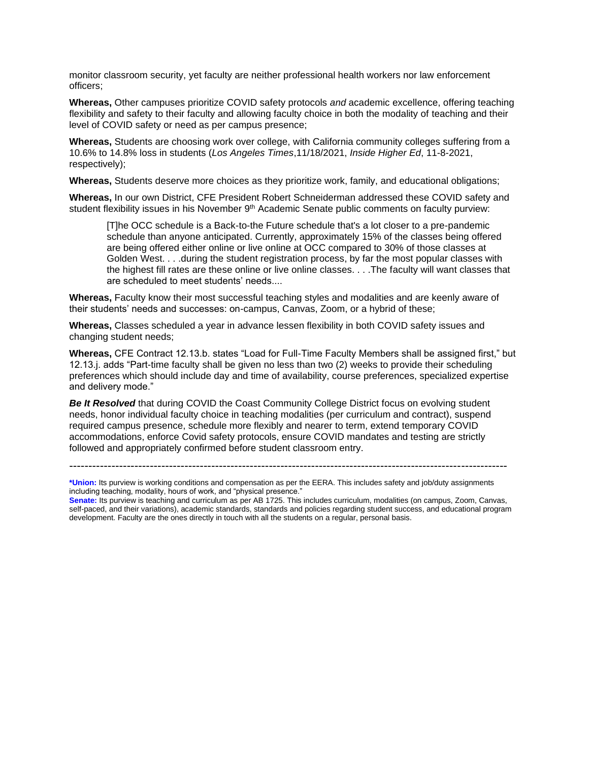monitor classroom security, yet faculty are neither professional health workers nor law enforcement officers;

**Whereas,** Other campuses prioritize COVID safety protocols *and* academic excellence, offering teaching flexibility and safety to their faculty and allowing faculty choice in both the modality of teaching and their level of COVID safety or need as per campus presence;

**Whereas,** Students are choosing work over college, with California community colleges suffering from a 10.6% to 14.8% loss in students (*Los Angeles Times*,11/18/2021, *Inside Higher Ed*, 11-8-2021, respectively);

**Whereas,** Students deserve more choices as they prioritize work, family, and educational obligations;

**Whereas,** In our own District, CFE President Robert Schneiderman addressed these COVID safety and student flexibility issues in his November 9th Academic Senate public comments on faculty purview:

> [T]he OCC schedule is a Back-to-the Future schedule that's a lot closer to a pre-pandemic schedule than anyone anticipated. Currently, approximately 15% of the classes being offered are being offered either online or live online at OCC compared to 30% of those classes at Golden West. . . .during the student registration process, by far the most popular classes with the highest fill rates are these online or live online classes. . . .The faculty will want classes that are scheduled to meet students' needs....

**Whereas,** Faculty know their most successful teaching styles and modalities and are keenly aware of their students' needs and successes: on-campus, Canvas, Zoom, or a hybrid of these;

**Whereas,** Classes scheduled a year in advance lessen flexibility in both COVID safety issues and changing student needs;

**Whereas,** CFE Contract 12.13.b. states "Load for Full-Time Faculty Members shall be assigned first," but 12.13.j. adds "Part-time faculty shall be given no less than two (2) weeks to provide their scheduling preferences which should include day and time of availability, course preferences, specialized expertise and delivery mode."

***Be It Resolved*** that during COVID the Coast Community College District focus on evolving student needs, honor individual faculty choice in teaching modalities (per curriculum and contract), suspend required campus presence, schedule more flexibly and nearer to term, extend temporary COVID accommodations, enforce Covid safety protocols, ensure COVID mandates and testing are strictly followed and appropriately confirmed before student classroom entry.

---

**\*Union:** Its purview is working conditions and compensation as per the EERA. This includes safety and job/duty assignments including teaching, modality, hours of work, and "physical presence."

**Senate:** Its purview is teaching and curriculum as per AB 1725. This includes curriculum, modalities (on campus, Zoom, Canvas, self-paced, and their variations), academic standards, standards and policies regarding student success, and educational program development. Faculty are the ones directly in touch with all the students on a regular, personal basis.